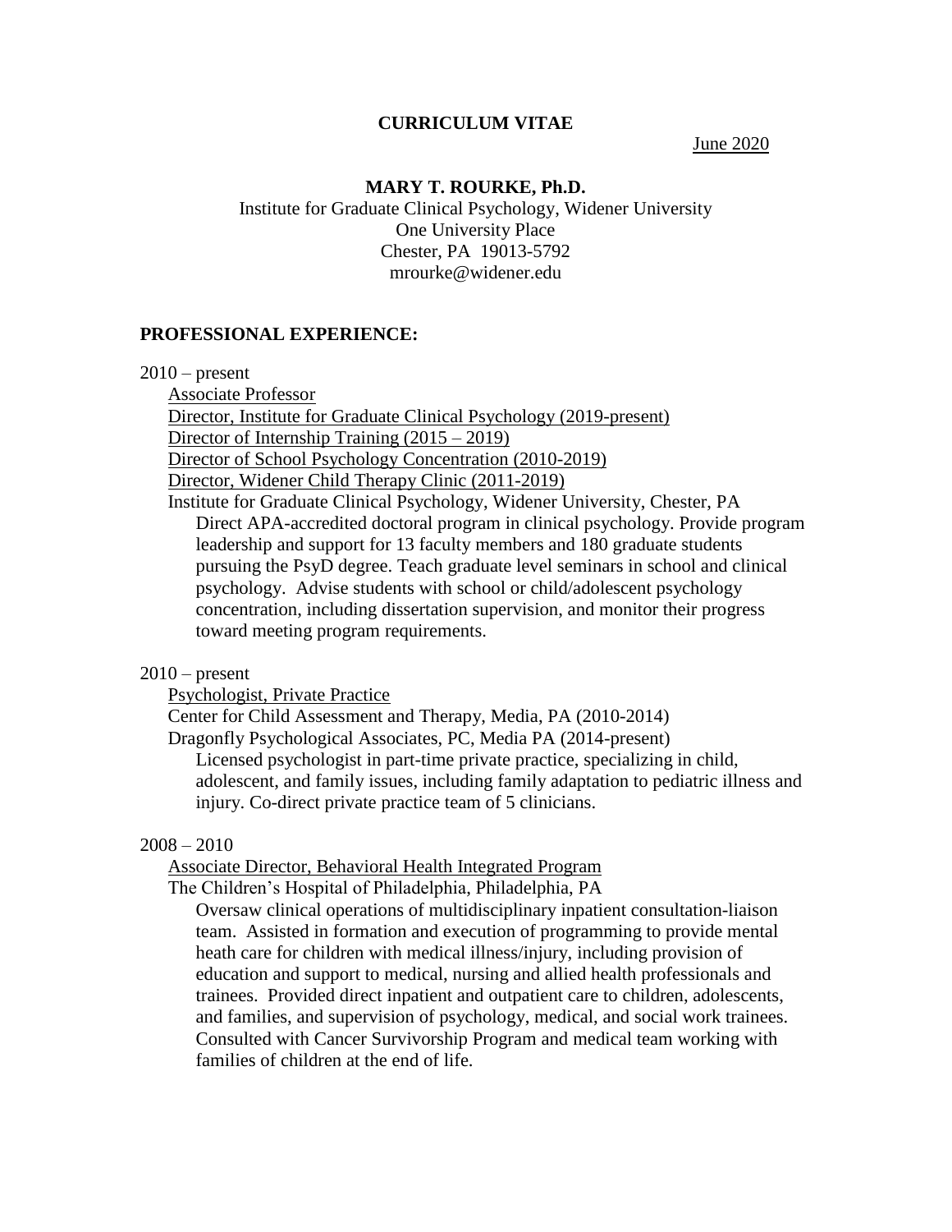# CURRICULUM VITAE

June 2020

**MARY T. ROURKE, Ph.D.**

Institute for Graduate Clinical Psychology, Widener University
One University Place
Chester, PA 19013-5792
mrourke@widener.edu

## PROFESSIONAL EXPERIENCE:

2010 – present

Associate Professor
Director, Institute for Graduate Clinical Psychology (2019-present)
Director of Internship Training (2015 – 2019)
Director of School Psychology Concentration (2010-2019)
Director, Widener Child Therapy Clinic (2011-2019)
Institute for Graduate Clinical Psychology, Widener University, Chester, PA

Direct APA-accredited doctoral program in clinical psychology. Provide program leadership and support for 13 faculty members and 180 graduate students pursuing the PsyD degree. Teach graduate level seminars in school and clinical psychology. Advise students with school or child/adolescent psychology concentration, including dissertation supervision, and monitor their progress toward meeting program requirements.

2010 – present

Psychologist, Private Practice
Center for Child Assessment and Therapy, Media, PA (2010-2014)
Dragonfly Psychological Associates, PC, Media PA (2014-present)

Licensed psychologist in part-time private practice, specializing in child, adolescent, and family issues, including family adaptation to pediatric illness and injury. Co-direct private practice team of 5 clinicians.

2008 – 2010

Associate Director, Behavioral Health Integrated Program
The Children's Hospital of Philadelphia, Philadelphia, PA

Oversaw clinical operations of multidisciplinary inpatient consultation-liaison team. Assisted in formation and execution of programming to provide mental heath care for children with medical illness/injury, including provision of education and support to medical, nursing and allied health professionals and trainees. Provided direct inpatient and outpatient care to children, adolescents, and families, and supervision of psychology, medical, and social work trainees. Consulted with Cancer Survivorship Program and medical team working with families of children at the end of life.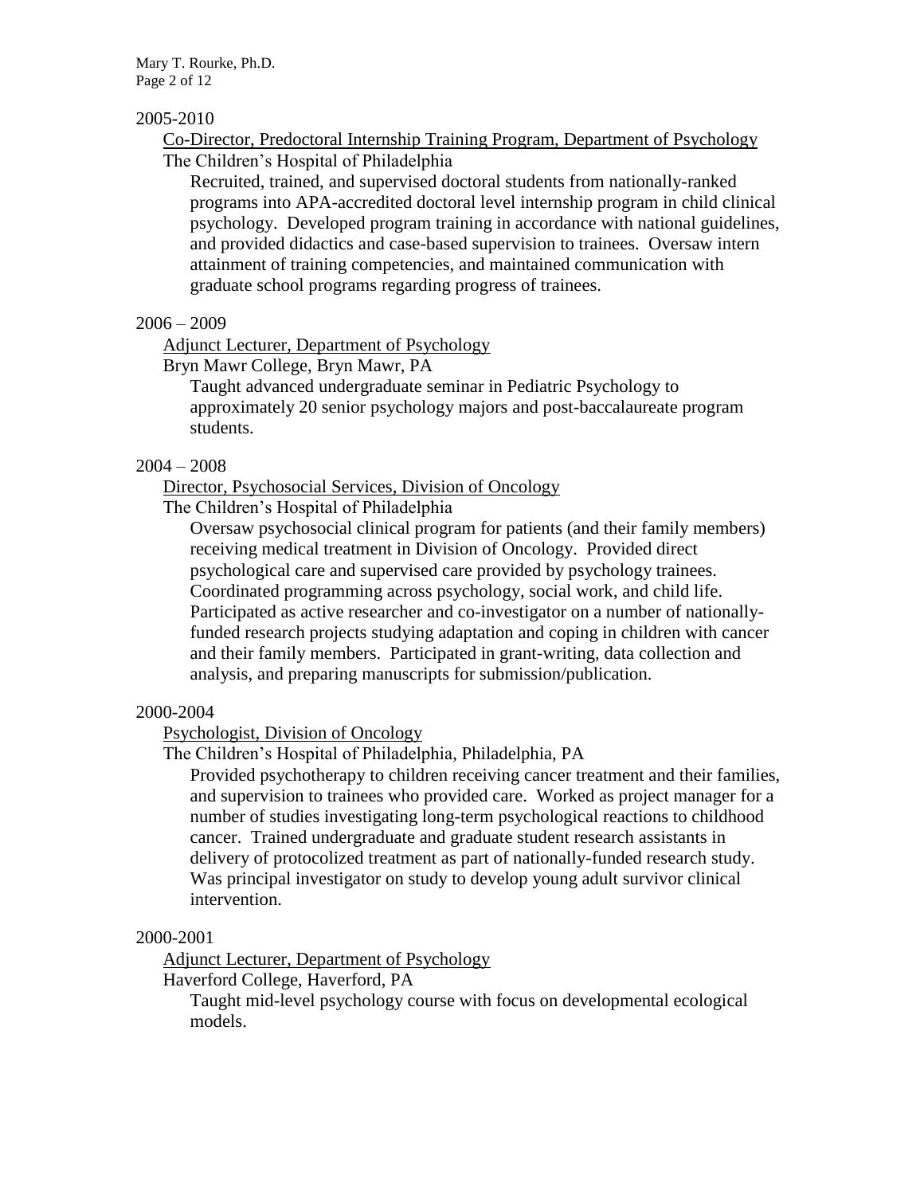2005-2010

<u>Co-Director, Predoctoral Internship Training Program, Department of Psychology</u>
The Children's Hospital of Philadelphia

Recruited, trained, and supervised doctoral students from nationally-ranked programs into APA-accredited doctoral level internship program in child clinical psychology. Developed program training in accordance with national guidelines, and provided didactics and case-based supervision to trainees. Oversaw intern attainment of training competencies, and maintained communication with graduate school programs regarding progress of trainees.

2006 – 2009

<u>Adjunct Lecturer, Department of Psychology</u>
Bryn Mawr College, Bryn Mawr, PA

Taught advanced undergraduate seminar in Pediatric Psychology to approximately 20 senior psychology majors and post-baccalaureate program students.

2004 – 2008

<u>Director, Psychosocial Services, Division of Oncology</u>
The Children's Hospital of Philadelphia

Oversaw psychosocial clinical program for patients (and their family members) receiving medical treatment in Division of Oncology. Provided direct psychological care and supervised care provided by psychology trainees. Coordinated programming across psychology, social work, and child life. Participated as active researcher and co-investigator on a number of nationally-funded research projects studying adaptation and coping in children with cancer and their family members. Participated in grant-writing, data collection and analysis, and preparing manuscripts for submission/publication.

2000-2004

<u>Psychologist, Division of Oncology</u>
The Children's Hospital of Philadelphia, Philadelphia, PA

Provided psychotherapy to children receiving cancer treatment and their families, and supervision to trainees who provided care. Worked as project manager for a number of studies investigating long-term psychological reactions to childhood cancer. Trained undergraduate and graduate student research assistants in delivery of protocolized treatment as part of nationally-funded research study. Was principal investigator on study to develop young adult survivor clinical intervention.

2000-2001

<u>Adjunct Lecturer, Department of Psychology</u>
Haverford College, Haverford, PA

Taught mid-level psychology course with focus on developmental ecological models.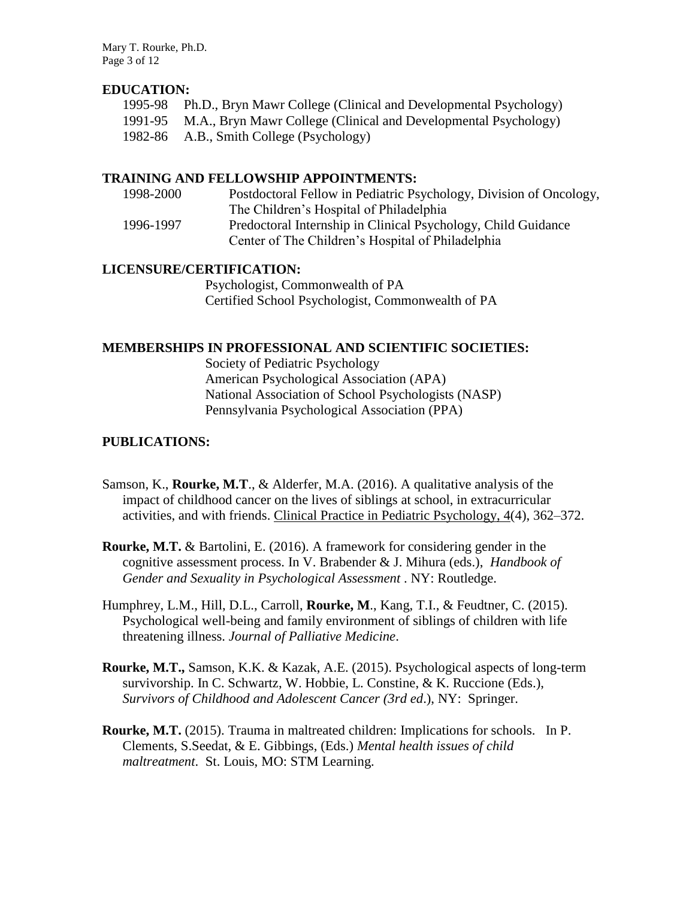## EDUCATION:

1995-98 Ph.D., Bryn Mawr College (Clinical and Developmental Psychology)
1991-95 M.A., Bryn Mawr College (Clinical and Developmental Psychology)
1982-86 A.B., Smith College (Psychology)

## TRAINING AND FELLOWSHIP APPOINTMENTS:

1998-2000 Postdoctoral Fellow in Pediatric Psychology, Division of Oncology, The Children's Hospital of Philadelphia
1996-1997 Predoctoral Internship in Clinical Psychology, Child Guidance Center of The Children's Hospital of Philadelphia

## LICENSURE/CERTIFICATION:

Psychologist, Commonwealth of PA
Certified School Psychologist, Commonwealth of PA

## MEMBERSHIPS IN PROFESSIONAL AND SCIENTIFIC SOCIETIES:

Society of Pediatric Psychology
American Psychological Association (APA)
National Association of School Psychologists (NASP)
Pennsylvania Psychological Association (PPA)

## PUBLICATIONS:

Samson, K., **Rourke, M.T**., & Alderfer, M.A. (2016). A qualitative analysis of the impact of childhood cancer on the lives of siblings at school, in extracurricular activities, and with friends. Clinical Practice in Pediatric Psychology, 4(4), 362–372.

**Rourke, M.T.** & Bartolini, E. (2016). A framework for considering gender in the cognitive assessment process. In V. Brabender & J. Mihura (eds.), *Handbook of Gender and Sexuality in Psychological Assessment* . NY: Routledge.

Humphrey, L.M., Hill, D.L., Carroll, **Rourke, M**., Kang, T.I., & Feudtner, C. (2015). Psychological well-being and family environment of siblings of children with life threatening illness. *Journal of Palliative Medicine*.

**Rourke, M.T.,** Samson, K.K. & Kazak, A.E. (2015). Psychological aspects of long-term survivorship. In C. Schwartz, W. Hobbie, L. Constine, & K. Ruccione (Eds.), *Survivors of Childhood and Adolescent Cancer (3rd ed*.), NY: Springer.

**Rourke, M.T.** (2015). Trauma in maltreated children: Implications for schools. In P. Clements, S.Seedat, & E. Gibbings, (Eds.) *Mental health issues of child maltreatment*. St. Louis, MO: STM Learning.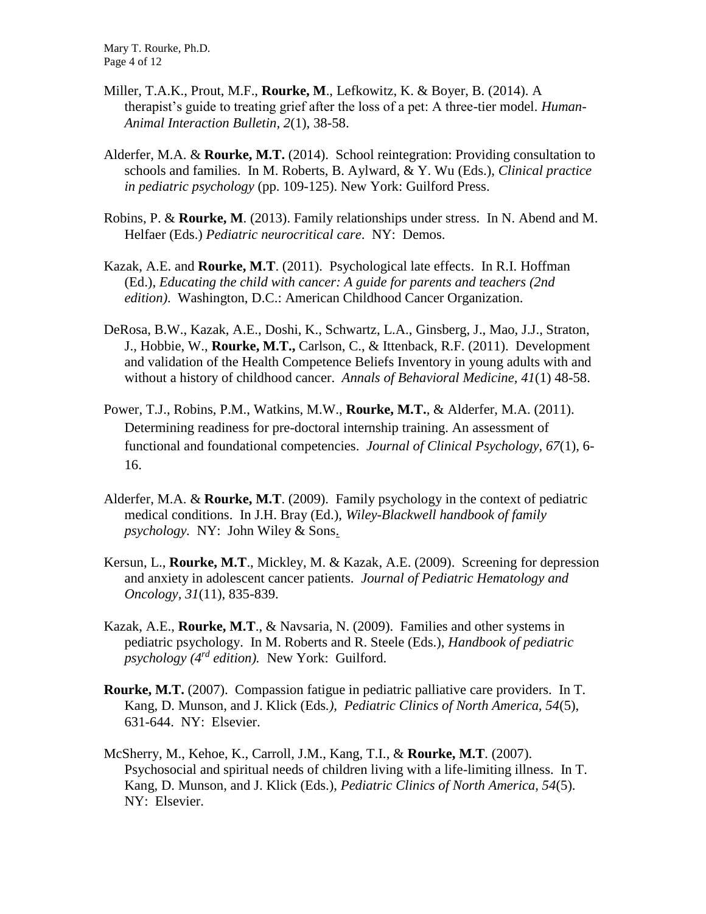Miller, T.A.K., Prout, M.F., **Rourke, M**., Lefkowitz, K. & Boyer, B. (2014). A therapist's guide to treating grief after the loss of a pet: A three-tier model. *Human-Animal Interaction Bulletin, 2*(1), 38-58.

Alderfer, M.A. & **Rourke, M.T.** (2014). School reintegration: Providing consultation to schools and families. In M. Roberts, B. Aylward, & Y. Wu (Eds.), *Clinical practice in pediatric psychology* (pp. 109-125). New York: Guilford Press.

Robins, P. & **Rourke, M**. (2013). Family relationships under stress. In N. Abend and M. Helfaer (Eds.) *Pediatric neurocritical care*. NY: Demos.

Kazak, A.E. and **Rourke, M.T**. (2011). Psychological late effects. In R.I. Hoffman (Ed.), *Educating the child with cancer: A guide for parents and teachers (2nd edition)*. Washington, D.C.: American Childhood Cancer Organization.

DeRosa, B.W., Kazak, A.E., Doshi, K., Schwartz, L.A., Ginsberg, J., Mao, J.J., Straton, J., Hobbie, W., **Rourke, M.T.,** Carlson, C., & Ittenback, R.F. (2011). Development and validation of the Health Competence Beliefs Inventory in young adults with and without a history of childhood cancer. *Annals of Behavioral Medicine, 41*(1) 48-58.

Power, T.J., Robins, P.M., Watkins, M.W., **Rourke, M.T.**, & Alderfer, M.A. (2011). Determining readiness for pre-doctoral internship training. An assessment of functional and foundational competencies. *Journal of Clinical Psychology, 67*(1), 6-16.

Alderfer, M.A. & **Rourke, M.T**. (2009). Family psychology in the context of pediatric medical conditions. In J.H. Bray (Ed.), *Wiley-Blackwell handbook of family psychology*. NY: John Wiley & Sons.

Kersun, L., **Rourke, M.T**., Mickley, M. & Kazak, A.E. (2009). Screening for depression and anxiety in adolescent cancer patients. *Journal of Pediatric Hematology and Oncology, 31*(11), 835-839.

Kazak, A.E., **Rourke, M.T**., & Navsaria, N. (2009). Families and other systems in pediatric psychology. In M. Roberts and R. Steele (Eds.), *Handbook of pediatric psychology (4th edition).* New York: Guilford.

**Rourke, M.T.** (2007). Compassion fatigue in pediatric palliative care providers. In T. Kang, D. Munson, and J. Klick (Eds*.), Pediatric Clinics of North America, 54*(5), 631-644. NY: Elsevier.

McSherry, M., Kehoe, K., Carroll, J.M., Kang, T.I., & **Rourke, M.T**. (2007). Psychosocial and spiritual needs of children living with a life-limiting illness. In T. Kang, D. Munson, and J. Klick (Eds.), *Pediatric Clinics of North America, 54*(5). NY: Elsevier.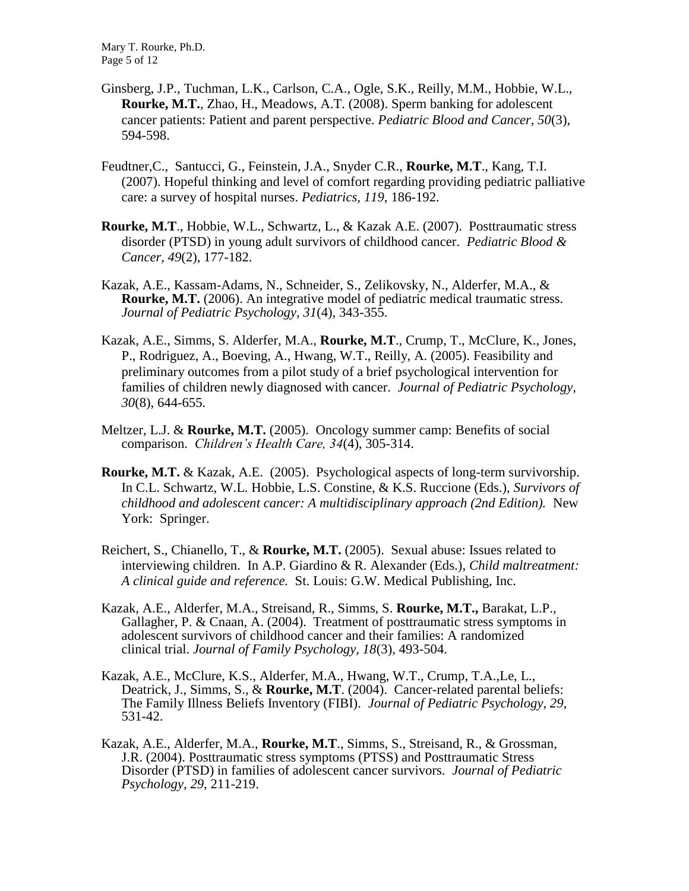Ginsberg, J.P., Tuchman, L.K., Carlson, C.A., Ogle, S.K., Reilly, M.M., Hobbie, W.L., **Rourke, M.T.**, Zhao, H., Meadows, A.T. (2008). Sperm banking for adolescent cancer patients: Patient and parent perspective. *Pediatric Blood and Cancer, 50*(3), 594-598.

Feudtner,C., Santucci, G., Feinstein, J.A., Snyder C.R., **Rourke, M.T**., Kang, T.I. (2007). Hopeful thinking and level of comfort regarding providing pediatric palliative care: a survey of hospital nurses. *Pediatrics, 119*, 186-192.

**Rourke, M.T**., Hobbie, W.L., Schwartz, L., & Kazak A.E. (2007). Posttraumatic stress disorder (PTSD) in young adult survivors of childhood cancer. *Pediatric Blood & Cancer, 49*(2), 177-182.

Kazak, A.E., Kassam-Adams, N., Schneider, S., Zelikovsky, N., Alderfer, M.A., & **Rourke, M.T.** (2006). An integrative model of pediatric medical traumatic stress. *Journal of Pediatric Psychology, 31*(4), 343-355.

Kazak, A.E., Simms, S. Alderfer, M.A., **Rourke, M.T**., Crump, T., McClure, K., Jones, P., Rodriguez, A., Boeving, A., Hwang, W.T., Reilly, A. (2005). Feasibility and preliminary outcomes from a pilot study of a brief psychological intervention for families of children newly diagnosed with cancer. *Journal of Pediatric Psychology, 30*(8), 644-655.

Meltzer, L.J. & **Rourke, M.T.** (2005). Oncology summer camp: Benefits of social comparison. *Children's Health Care, 34*(4), 305-314.

**Rourke, M.T.** & Kazak, A.E. (2005). Psychological aspects of long-term survivorship. In C.L. Schwartz, W.L. Hobbie, L.S. Constine, & K.S. Ruccione (Eds.), *Survivors of childhood and adolescent cancer: A multidisciplinary approach (2nd Edition).* New York: Springer.

Reichert, S., Chianello, T., & **Rourke, M.T.** (2005). Sexual abuse: Issues related to interviewing children. In A.P. Giardino & R. Alexander (Eds.), *Child maltreatment: A clinical guide and reference.* St. Louis: G.W. Medical Publishing, Inc.

Kazak, A.E., Alderfer, M.A., Streisand, R., Simms, S. **Rourke, M.T.,** Barakat, L.P., Gallagher, P. & Cnaan, A. (2004). Treatment of posttraumatic stress symptoms in adolescent survivors of childhood cancer and their families: A randomized clinical trial. *Journal of Family Psychology, 18*(3), 493-504.

Kazak, A.E., McClure, K.S., Alderfer, M.A., Hwang, W.T., Crump, T.A.,Le, L., Deatrick, J., Simms, S., & **Rourke, M.T**. (2004). Cancer-related parental beliefs: The Family Illness Beliefs Inventory (FIBI). *Journal of Pediatric Psychology, 29*, 531-42.

Kazak, A.E., Alderfer, M.A., **Rourke, M.T**., Simms, S., Streisand, R., & Grossman, J.R. (2004). Posttraumatic stress symptoms (PTSS) and Posttraumatic Stress Disorder (PTSD) in families of adolescent cancer survivors. *Journal of Pediatric Psychology, 29*, 211-219.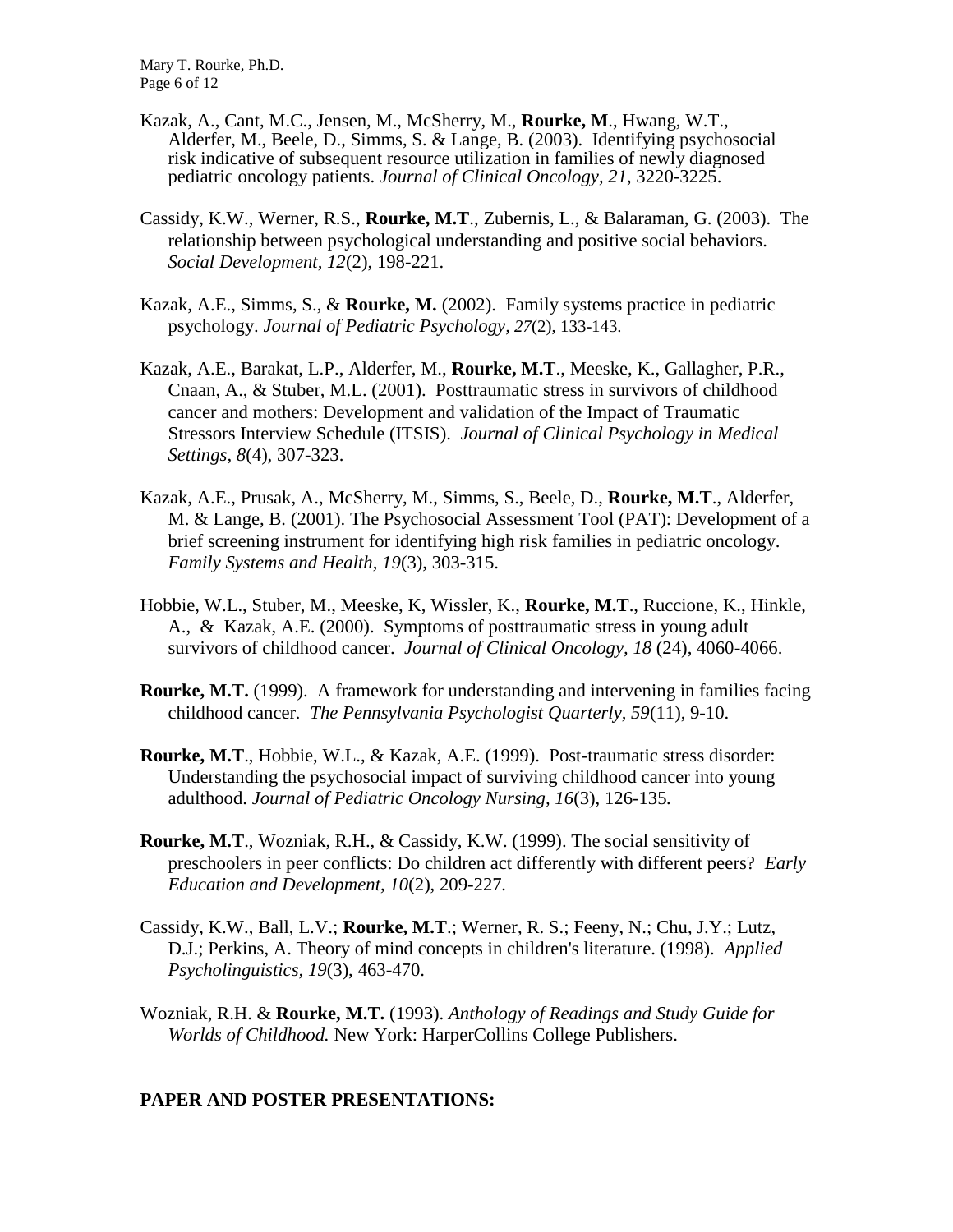Kazak, A., Cant, M.C., Jensen, M., McSherry, M., **Rourke, M**., Hwang, W.T., Alderfer, M., Beele, D., Simms, S. & Lange, B. (2003). Identifying psychosocial risk indicative of subsequent resource utilization in families of newly diagnosed pediatric oncology patients. *Journal of Clinical Oncology, 21*, 3220-3225.

Cassidy, K.W., Werner, R.S., **Rourke, M.T**., Zubernis, L., & Balaraman, G. (2003). The relationship between psychological understanding and positive social behaviors. *Social Development*, *12*(2), 198-221.

Kazak, A.E., Simms, S., & **Rourke, M.** (2002). Family systems practice in pediatric psychology. *Journal of Pediatric Psychology*, *27*(2), 133-143.

Kazak, A.E., Barakat, L.P., Alderfer, M., **Rourke, M.T**., Meeske, K., Gallagher, P.R., Cnaan, A., & Stuber, M.L. (2001). Posttraumatic stress in survivors of childhood cancer and mothers: Development and validation of the Impact of Traumatic Stressors Interview Schedule (ITSIS). *Journal of Clinical Psychology in Medical Settings*, *8*(4), 307-323.

Kazak, A.E., Prusak, A., McSherry, M., Simms, S., Beele, D., **Rourke, M.T**., Alderfer, M. & Lange, B. (2001). The Psychosocial Assessment Tool (PAT): Development of a brief screening instrument for identifying high risk families in pediatric oncology. *Family Systems and Health, 19*(3), 303-315.

Hobbie, W.L., Stuber, M., Meeske, K, Wissler, K., **Rourke, M.T**., Ruccione, K., Hinkle, A., & Kazak, A.E. (2000). Symptoms of posttraumatic stress in young adult survivors of childhood cancer. *Journal of Clinical Oncology*, *18* (24), 4060-4066.

**Rourke, M.T.** (1999). A framework for understanding and intervening in families facing childhood cancer. *The Pennsylvania Psychologist Quarterly*, *59*(11), 9-10.

**Rourke, M.T**., Hobbie, W.L., & Kazak, A.E. (1999). Post-traumatic stress disorder: Understanding the psychosocial impact of surviving childhood cancer into young adulthood. *Journal of Pediatric Oncology Nursing, 16*(3), 126-135*.*

**Rourke, M.T**., Wozniak, R.H., & Cassidy, K.W. (1999). The social sensitivity of preschoolers in peer conflicts: Do children act differently with different peers? *Early Education and Development*, *10*(2), 209-227.

Cassidy, K.W., Ball, L.V.; **Rourke, M.T**.; Werner, R. S.; Feeny, N.; Chu, J.Y.; Lutz, D.J.; Perkins, A. Theory of mind concepts in children's literature. (1998). *Applied Psycholinguistics*, *19*(3), 463-470.

Wozniak, R.H. & **Rourke, M.T.** (1993). *Anthology of Readings and Study Guide for Worlds of Childhood.* New York: HarperCollins College Publishers.

**PAPER AND POSTER PRESENTATIONS:**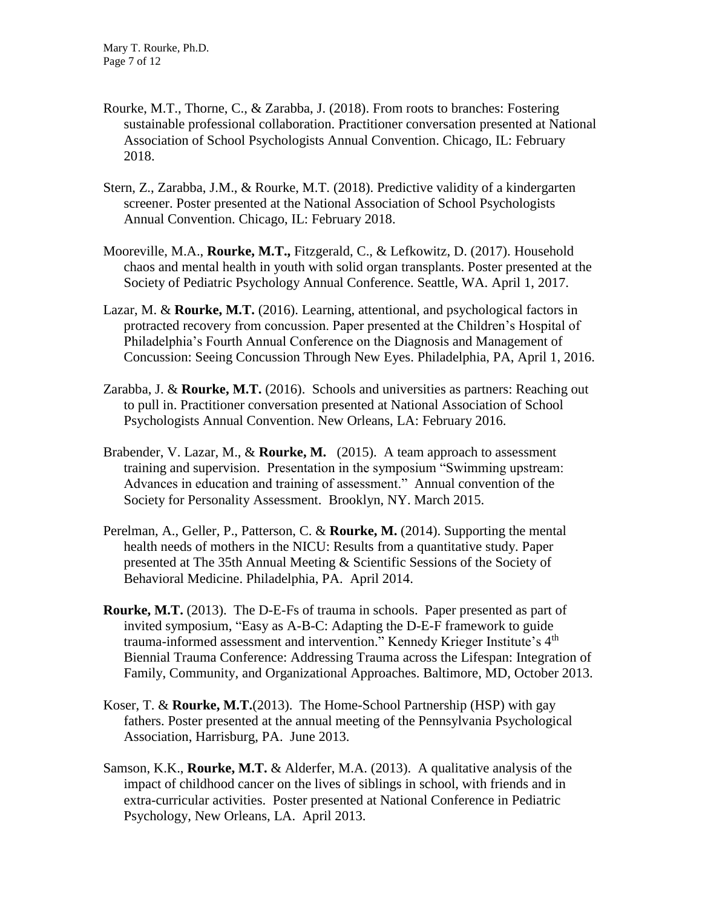Rourke, M.T., Thorne, C., & Zarabba, J. (2018). From roots to branches: Fostering sustainable professional collaboration. Practitioner conversation presented at National Association of School Psychologists Annual Convention. Chicago, IL: February 2018.

Stern, Z., Zarabba, J.M., & Rourke, M.T. (2018). Predictive validity of a kindergarten screener. Poster presented at the National Association of School Psychologists Annual Convention. Chicago, IL: February 2018.

Mooreville, M.A., **Rourke, M.T.,** Fitzgerald, C., & Lefkowitz, D. (2017). Household chaos and mental health in youth with solid organ transplants. Poster presented at the Society of Pediatric Psychology Annual Conference. Seattle, WA. April 1, 2017.

Lazar, M. & **Rourke, M.T.** (2016). Learning, attentional, and psychological factors in protracted recovery from concussion. Paper presented at the Children's Hospital of Philadelphia's Fourth Annual Conference on the Diagnosis and Management of Concussion: Seeing Concussion Through New Eyes. Philadelphia, PA, April 1, 2016.

Zarabba, J. & **Rourke, M.T.** (2016). Schools and universities as partners: Reaching out to pull in. Practitioner conversation presented at National Association of School Psychologists Annual Convention. New Orleans, LA: February 2016.

Brabender, V. Lazar, M., & **Rourke, M.** (2015). A team approach to assessment training and supervision. Presentation in the symposium "Swimming upstream: Advances in education and training of assessment." Annual convention of the Society for Personality Assessment. Brooklyn, NY. March 2015.

Perelman, A., Geller, P., Patterson, C. & **Rourke, M.** (2014). Supporting the mental health needs of mothers in the NICU: Results from a quantitative study. Paper presented at The 35th Annual Meeting & Scientific Sessions of the Society of Behavioral Medicine. Philadelphia, PA. April 2014.

**Rourke, M.T.** (2013). The D-E-Fs of trauma in schools. Paper presented as part of invited symposium, "Easy as A-B-C: Adapting the D-E-F framework to guide trauma-informed assessment and intervention." Kennedy Krieger Institute's 4th Biennial Trauma Conference: Addressing Trauma across the Lifespan: Integration of Family, Community, and Organizational Approaches. Baltimore, MD, October 2013.

Koser, T. & **Rourke, M.T.**(2013). The Home-School Partnership (HSP) with gay fathers. Poster presented at the annual meeting of the Pennsylvania Psychological Association, Harrisburg, PA. June 2013.

Samson, K.K., **Rourke, M.T.** & Alderfer, M.A. (2013). A qualitative analysis of the impact of childhood cancer on the lives of siblings in school, with friends and in extra-curricular activities. Poster presented at National Conference in Pediatric Psychology, New Orleans, LA. April 2013.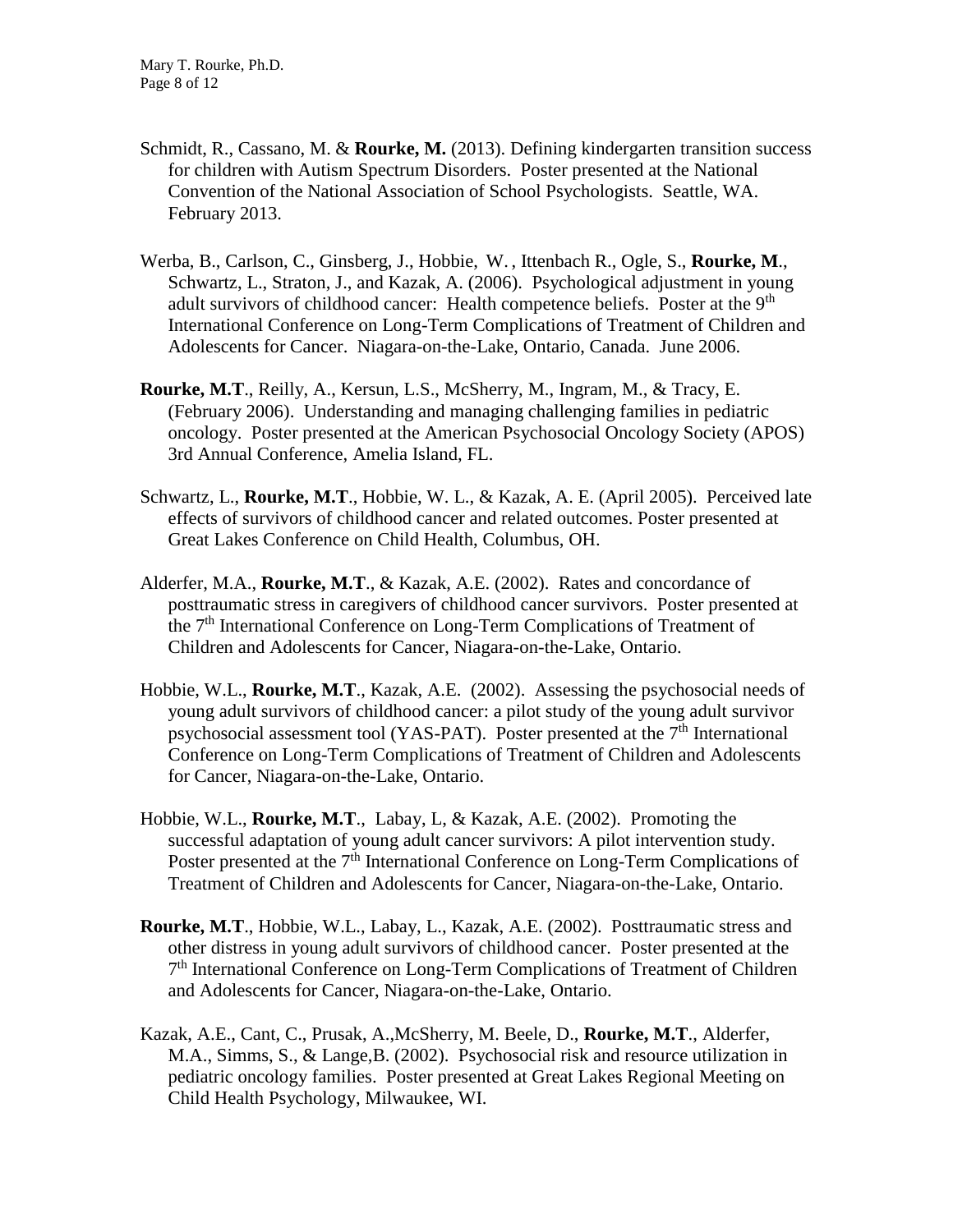Schmidt, R., Cassano, M. & **Rourke, M.** (2013). Defining kindergarten transition success for children with Autism Spectrum Disorders. Poster presented at the National Convention of the National Association of School Psychologists. Seattle, WA. February 2013.

Werba, B., Carlson, C., Ginsberg, J., Hobbie, W. , Ittenbach R., Ogle, S., **Rourke, M.**, Schwartz, L., Straton, J., and Kazak, A. (2006). Psychological adjustment in young adult survivors of childhood cancer: Health competence beliefs. Poster at the 9th International Conference on Long-Term Complications of Treatment of Children and Adolescents for Cancer. Niagara-on-the-Lake, Ontario, Canada. June 2006.

**Rourke, M.T**., Reilly, A., Kersun, L.S., McSherry, M., Ingram, M., & Tracy, E. (February 2006). Understanding and managing challenging families in pediatric oncology. Poster presented at the American Psychosocial Oncology Society (APOS) 3rd Annual Conference, Amelia Island, FL.

Schwartz, L., **Rourke, M.T**., Hobbie, W. L., & Kazak, A. E. (April 2005). Perceived late effects of survivors of childhood cancer and related outcomes. Poster presented at Great Lakes Conference on Child Health, Columbus, OH.

Alderfer, M.A., **Rourke, M.T**., & Kazak, A.E. (2002). Rates and concordance of posttraumatic stress in caregivers of childhood cancer survivors. Poster presented at the 7th International Conference on Long-Term Complications of Treatment of Children and Adolescents for Cancer, Niagara-on-the-Lake, Ontario.

Hobbie, W.L., **Rourke, M.T**., Kazak, A.E. (2002). Assessing the psychosocial needs of young adult survivors of childhood cancer: a pilot study of the young adult survivor psychosocial assessment tool (YAS-PAT). Poster presented at the 7th International Conference on Long-Term Complications of Treatment of Children and Adolescents for Cancer, Niagara-on-the-Lake, Ontario.

Hobbie, W.L., **Rourke, M.T**., Labay, L, & Kazak, A.E. (2002). Promoting the successful adaptation of young adult cancer survivors: A pilot intervention study. Poster presented at the 7th International Conference on Long-Term Complications of Treatment of Children and Adolescents for Cancer, Niagara-on-the-Lake, Ontario.

**Rourke, M.T**., Hobbie, W.L., Labay, L., Kazak, A.E. (2002). Posttraumatic stress and other distress in young adult survivors of childhood cancer. Poster presented at the 7th International Conference on Long-Term Complications of Treatment of Children and Adolescents for Cancer, Niagara-on-the-Lake, Ontario.

Kazak, A.E., Cant, C., Prusak, A.,McSherry, M. Beele, D., **Rourke, M.T**., Alderfer, M.A., Simms, S., & Lange,B. (2002). Psychosocial risk and resource utilization in pediatric oncology families. Poster presented at Great Lakes Regional Meeting on Child Health Psychology, Milwaukee, WI.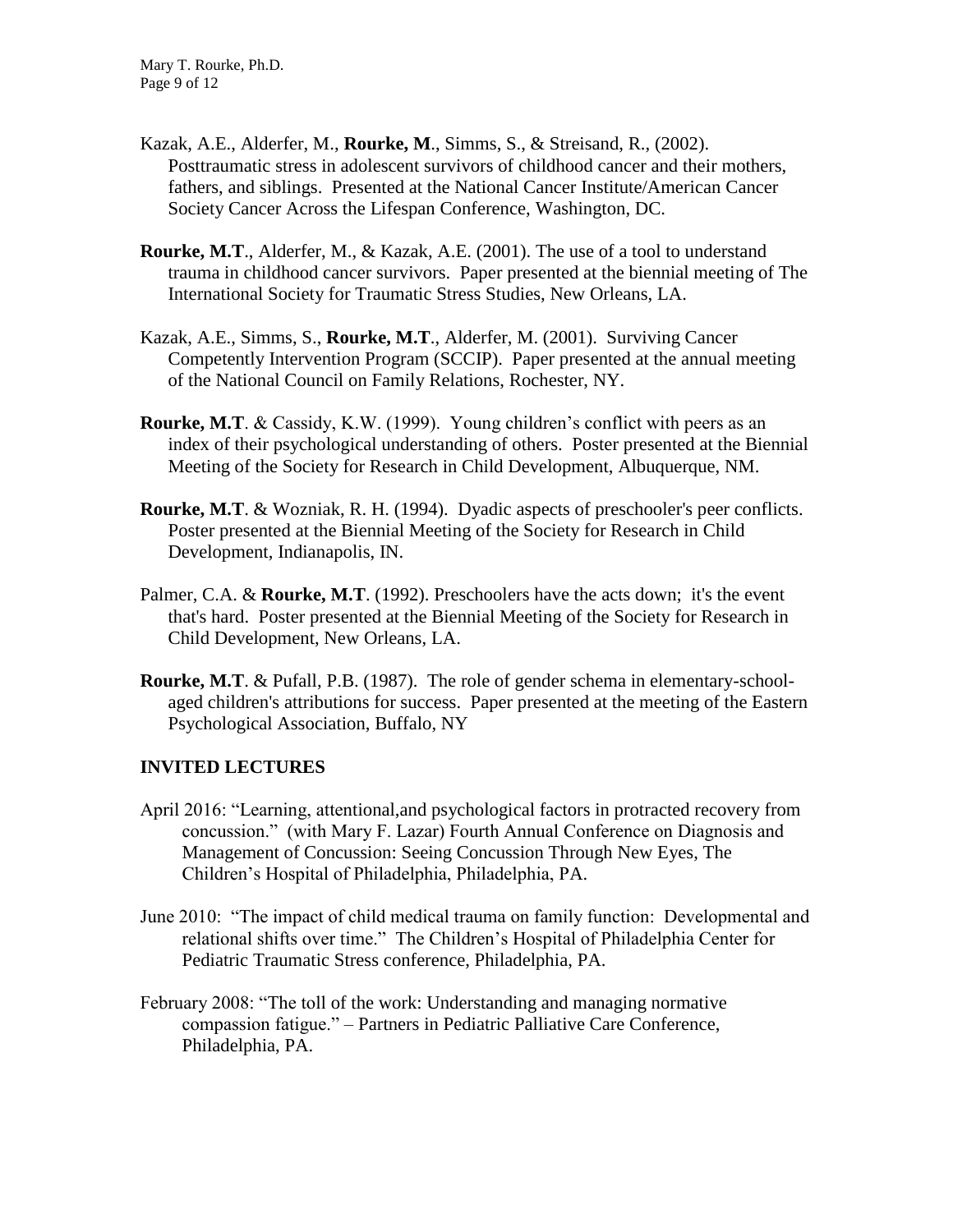Kazak, A.E., Alderfer, M., **Rourke, M**., Simms, S., & Streisand, R., (2002). Posttraumatic stress in adolescent survivors of childhood cancer and their mothers, fathers, and siblings. Presented at the National Cancer Institute/American Cancer Society Cancer Across the Lifespan Conference, Washington, DC.

**Rourke, M.T**., Alderfer, M., & Kazak, A.E. (2001). The use of a tool to understand trauma in childhood cancer survivors. Paper presented at the biennial meeting of The International Society for Traumatic Stress Studies, New Orleans, LA.

Kazak, A.E., Simms, S., **Rourke, M.T**., Alderfer, M. (2001). Surviving Cancer Competently Intervention Program (SCCIP). Paper presented at the annual meeting of the National Council on Family Relations, Rochester, NY.

**Rourke, M.T**. & Cassidy, K.W. (1999). Young children's conflict with peers as an index of their psychological understanding of others. Poster presented at the Biennial Meeting of the Society for Research in Child Development, Albuquerque, NM.

**Rourke, M.T**. & Wozniak, R. H. (1994). Dyadic aspects of preschooler's peer conflicts. Poster presented at the Biennial Meeting of the Society for Research in Child Development, Indianapolis, IN.

Palmer, C.A. & **Rourke, M.T**. (1992). Preschoolers have the acts down; it's the event that's hard. Poster presented at the Biennial Meeting of the Society for Research in Child Development, New Orleans, LA.

**Rourke, M.T**. & Pufall, P.B. (1987). The role of gender schema in elementary-school-aged children's attributions for success. Paper presented at the meeting of the Eastern Psychological Association, Buffalo, NY

## INVITED LECTURES

April 2016: "Learning, attentional,and psychological factors in protracted recovery from concussion." (with Mary F. Lazar) Fourth Annual Conference on Diagnosis and Management of Concussion: Seeing Concussion Through New Eyes, The Children's Hospital of Philadelphia, Philadelphia, PA.

June 2010: "The impact of child medical trauma on family function: Developmental and relational shifts over time." The Children's Hospital of Philadelphia Center for Pediatric Traumatic Stress conference, Philadelphia, PA.

February 2008: "The toll of the work: Understanding and managing normative compassion fatigue." – Partners in Pediatric Palliative Care Conference, Philadelphia, PA.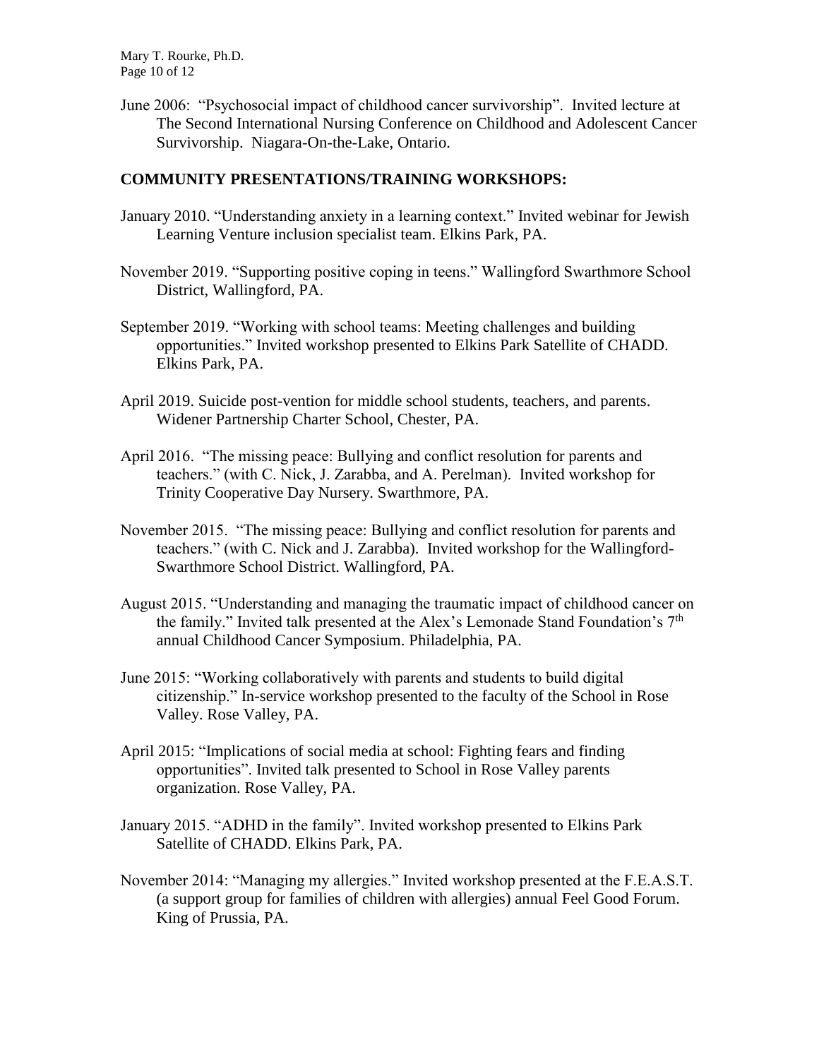June 2006: "Psychosocial impact of childhood cancer survivorship". Invited lecture at The Second International Nursing Conference on Childhood and Adolescent Cancer Survivorship. Niagara-On-the-Lake, Ontario.

## COMMUNITY PRESENTATIONS/TRAINING WORKSHOPS:

January 2010. "Understanding anxiety in a learning context." Invited webinar for Jewish Learning Venture inclusion specialist team. Elkins Park, PA.

November 2019. "Supporting positive coping in teens." Wallingford Swarthmore School District, Wallingford, PA.

September 2019. "Working with school teams: Meeting challenges and building opportunities." Invited workshop presented to Elkins Park Satellite of CHADD. Elkins Park, PA.

April 2019. Suicide post-vention for middle school students, teachers, and parents. Widener Partnership Charter School, Chester, PA.

April 2016. "The missing peace: Bullying and conflict resolution for parents and teachers." (with C. Nick, J. Zarabba, and A. Perelman). Invited workshop for Trinity Cooperative Day Nursery. Swarthmore, PA.

November 2015. "The missing peace: Bullying and conflict resolution for parents and teachers." (with C. Nick and J. Zarabba). Invited workshop for the Wallingford-Swarthmore School District. Wallingford, PA.

August 2015. "Understanding and managing the traumatic impact of childhood cancer on the family." Invited talk presented at the Alex's Lemonade Stand Foundation's 7th annual Childhood Cancer Symposium. Philadelphia, PA.

June 2015: "Working collaboratively with parents and students to build digital citizenship." In-service workshop presented to the faculty of the School in Rose Valley. Rose Valley, PA.

April 2015: "Implications of social media at school: Fighting fears and finding opportunities". Invited talk presented to School in Rose Valley parents organization. Rose Valley, PA.

January 2015. "ADHD in the family". Invited workshop presented to Elkins Park Satellite of CHADD. Elkins Park, PA.

November 2014: "Managing my allergies." Invited workshop presented at the F.E.A.S.T. (a support group for families of children with allergies) annual Feel Good Forum. King of Prussia, PA.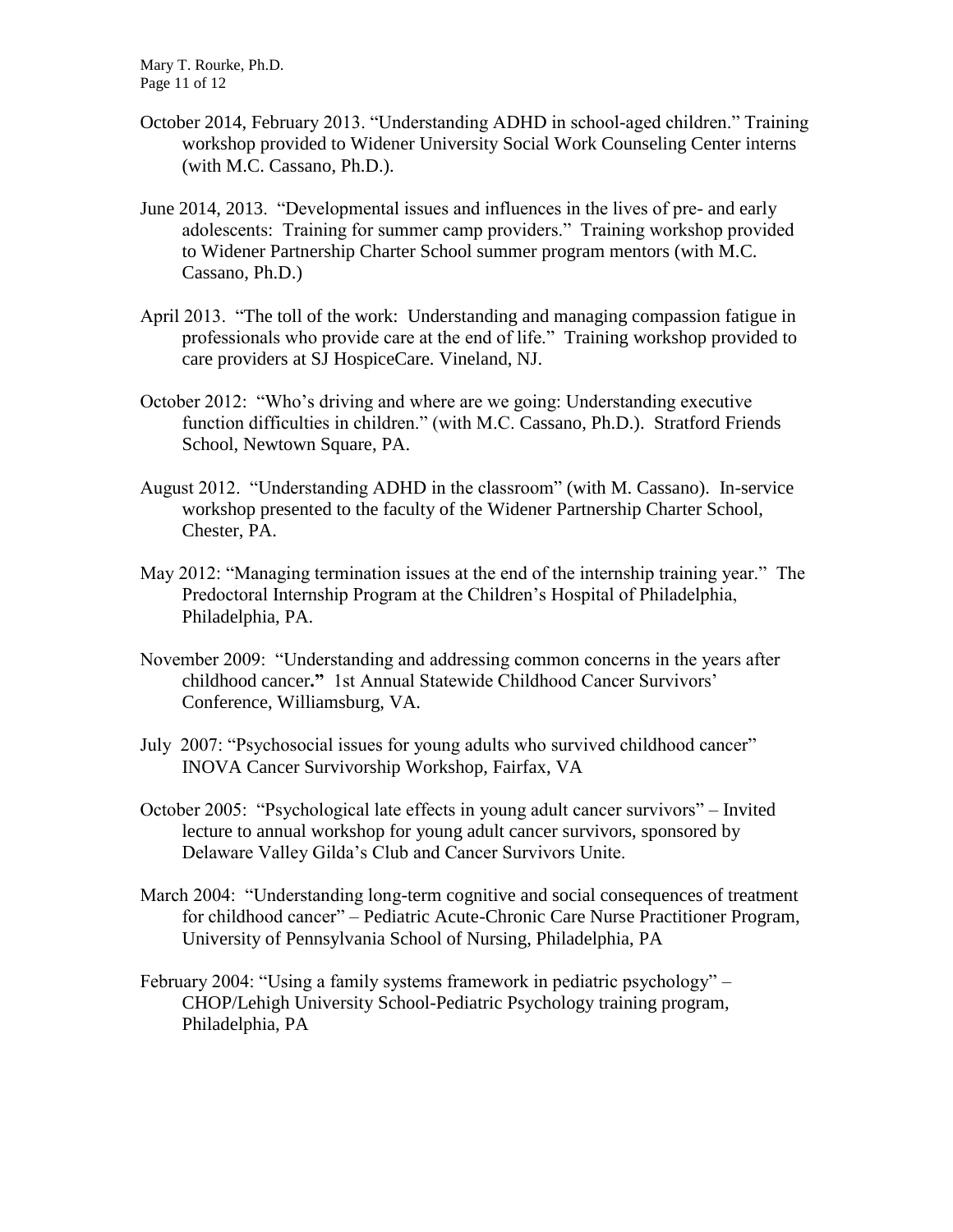October 2014, February 2013. "Understanding ADHD in school-aged children." Training workshop provided to Widener University Social Work Counseling Center interns (with M.C. Cassano, Ph.D.).

June 2014, 2013. "Developmental issues and influences in the lives of pre- and early adolescents: Training for summer camp providers." Training workshop provided to Widener Partnership Charter School summer program mentors (with M.C. Cassano, Ph.D.)

April 2013. "The toll of the work: Understanding and managing compassion fatigue in professionals who provide care at the end of life." Training workshop provided to care providers at SJ HospiceCare. Vineland, NJ.

October 2012: "Who's driving and where are we going: Understanding executive function difficulties in children." (with M.C. Cassano, Ph.D.). Stratford Friends School, Newtown Square, PA.

August 2012. "Understanding ADHD in the classroom" (with M. Cassano). In-service workshop presented to the faculty of the Widener Partnership Charter School, Chester, PA.

May 2012: "Managing termination issues at the end of the internship training year." The Predoctoral Internship Program at the Children's Hospital of Philadelphia, Philadelphia, PA.

November 2009: "Understanding and addressing common concerns in the years after childhood cancer**."** 1st Annual Statewide Childhood Cancer Survivors' Conference, Williamsburg, VA.

July 2007: "Psychosocial issues for young adults who survived childhood cancer" INOVA Cancer Survivorship Workshop, Fairfax, VA

October 2005: "Psychological late effects in young adult cancer survivors" – Invited lecture to annual workshop for young adult cancer survivors, sponsored by Delaware Valley Gilda's Club and Cancer Survivors Unite.

March 2004: "Understanding long-term cognitive and social consequences of treatment for childhood cancer" – Pediatric Acute-Chronic Care Nurse Practitioner Program, University of Pennsylvania School of Nursing, Philadelphia, PA

February 2004: "Using a family systems framework in pediatric psychology" – CHOP/Lehigh University School-Pediatric Psychology training program, Philadelphia, PA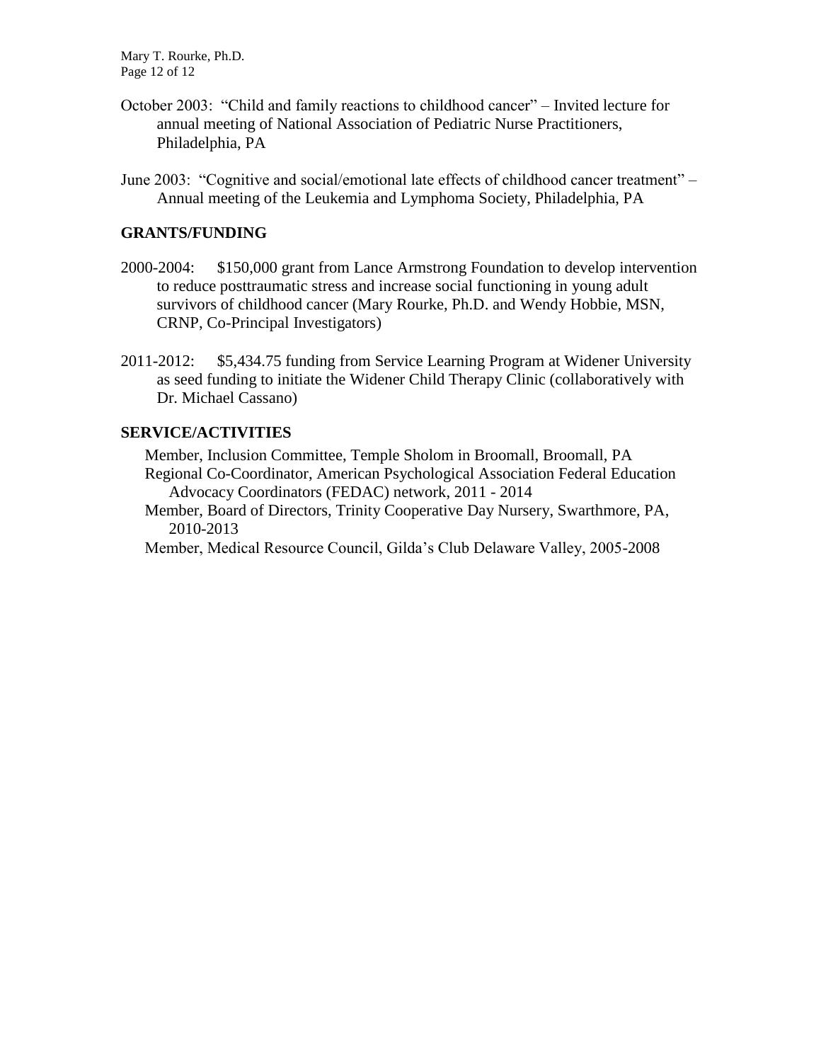October 2003: "Child and family reactions to childhood cancer" – Invited lecture for annual meeting of National Association of Pediatric Nurse Practitioners, Philadelphia, PA

June 2003: "Cognitive and social/emotional late effects of childhood cancer treatment" – Annual meeting of the Leukemia and Lymphoma Society, Philadelphia, PA

## GRANTS/FUNDING

2000-2004: $150,000 grant from Lance Armstrong Foundation to develop intervention to reduce posttraumatic stress and increase social functioning in young adult survivors of childhood cancer (Mary Rourke, Ph.D. and Wendy Hobbie, MSN, CRNP, Co-Principal Investigators)

2011-2012: $5,434.75 funding from Service Learning Program at Widener University as seed funding to initiate the Widener Child Therapy Clinic (collaboratively with Dr. Michael Cassano)

## SERVICE/ACTIVITIES

Member, Inclusion Committee, Temple Sholom in Broomall, Broomall, PA

Regional Co-Coordinator, American Psychological Association Federal Education Advocacy Coordinators (FEDAC) network, 2011 - 2014

Member, Board of Directors, Trinity Cooperative Day Nursery, Swarthmore, PA, 2010-2013

Member, Medical Resource Council, Gilda's Club Delaware Valley, 2005-2008